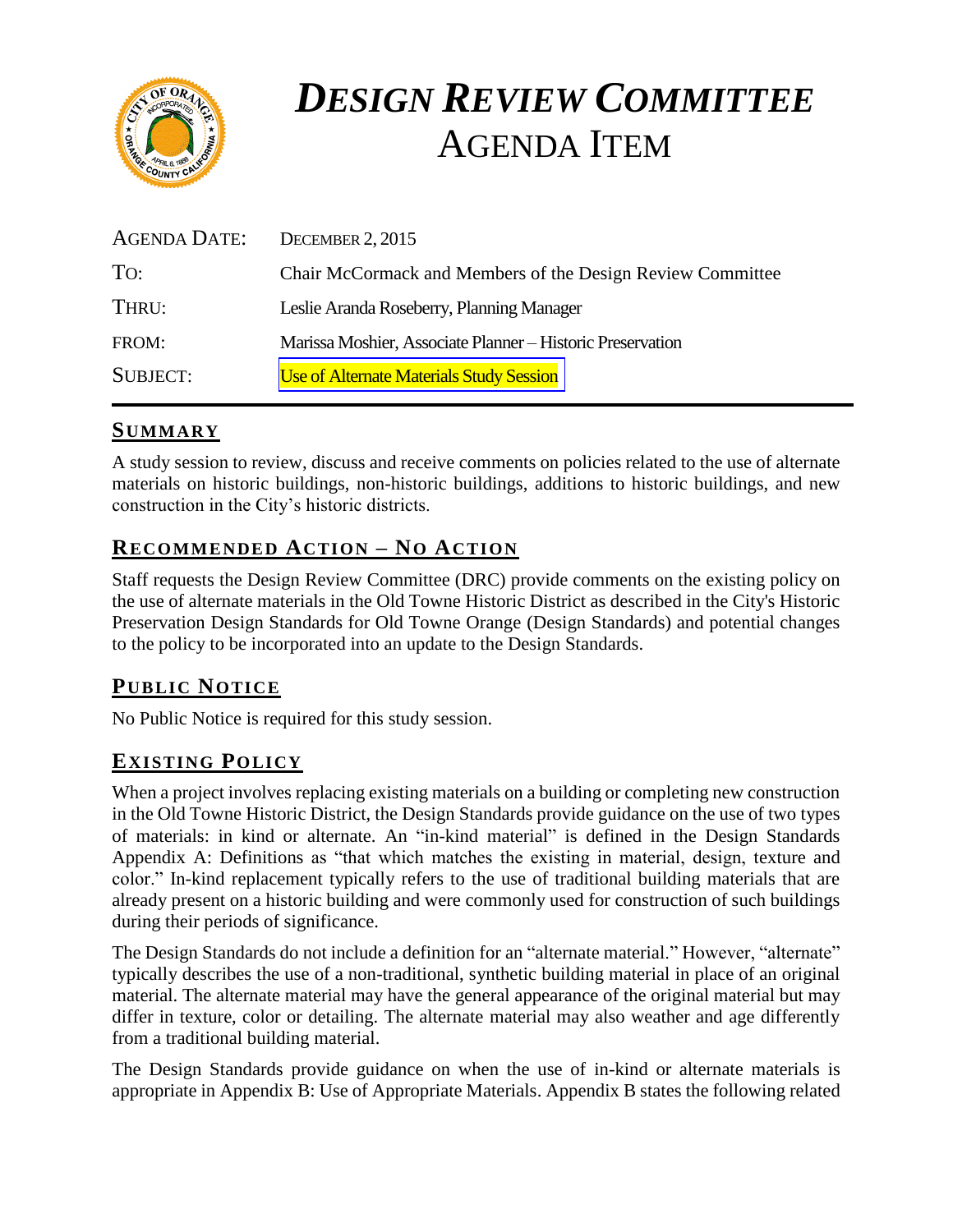# *DESIGN REVIEW COMMITTEE*
# AGENDA ITEM

| | |
|---|---|
| AGENDA DATE: | DECEMBER 2, 2015 |
| TO: | Chair McCormack and Members of the Design Review Committee |
| THRU: | Leslie Aranda Roseberry, Planning Manager |
| FROM: | Marissa Moshier, Associate Planner – Historic Preservation |
| SUBJECT: | Use of Alternate Materials Study Session |

## SUMMARY

A study session to review, discuss and receive comments on policies related to the use of alternate materials on historic buildings, non-historic buildings, additions to historic buildings, and new construction in the City's historic districts.

## RECOMMENDED ACTION – NO ACTION

Staff requests the Design Review Committee (DRC) provide comments on the existing policy on the use of alternate materials in the Old Towne Historic District as described in the City's Historic Preservation Design Standards for Old Towne Orange (Design Standards) and potential changes to the policy to be incorporated into an update to the Design Standards.

## PUBLIC NOTICE

No Public Notice is required for this study session.

## EXISTING POLICY

When a project involves replacing existing materials on a building or completing new construction in the Old Towne Historic District, the Design Standards provide guidance on the use of two types of materials: in kind or alternate. An "in-kind material" is defined in the Design Standards Appendix A: Definitions as "that which matches the existing in material, design, texture and color." In-kind replacement typically refers to the use of traditional building materials that are already present on a historic building and were commonly used for construction of such buildings during their periods of significance.

The Design Standards do not include a definition for an "alternate material." However, "alternate" typically describes the use of a non-traditional, synthetic building material in place of an original material. The alternate material may have the general appearance of the original material but may differ in texture, color or detailing. The alternate material may also weather and age differently from a traditional building material.

The Design Standards provide guidance on when the use of in-kind or alternate materials is appropriate in Appendix B: Use of Appropriate Materials. Appendix B states the following related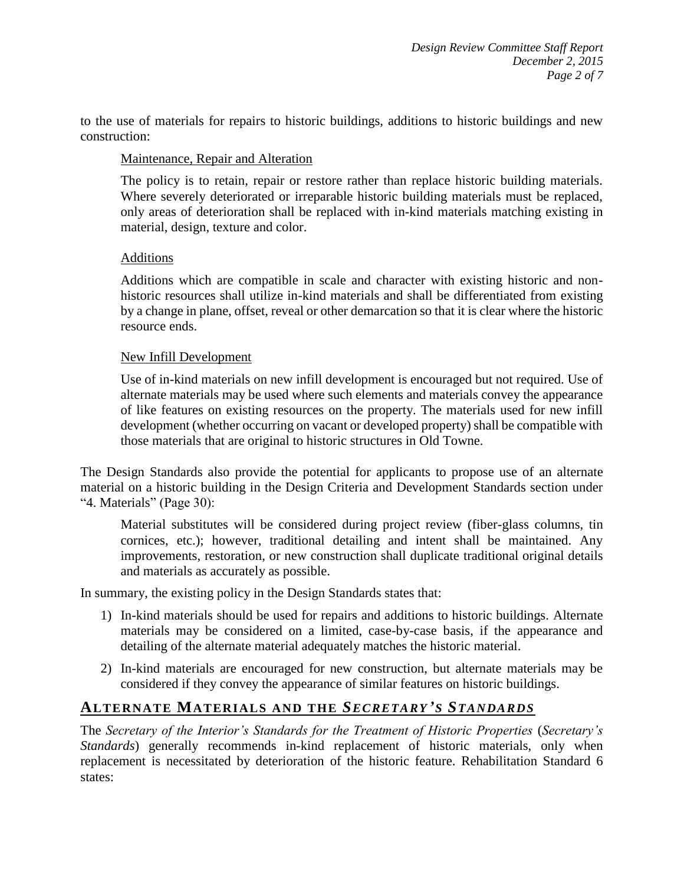to the use of materials for repairs to historic buildings, additions to historic buildings and new construction:

> Maintenance, Repair and Alteration
>
> The policy is to retain, repair or restore rather than replace historic building materials. Where severely deteriorated or irreparable historic building materials must be replaced, only areas of deterioration shall be replaced with in-kind materials matching existing in material, design, texture and color.
>
> Additions
>
> Additions which are compatible in scale and character with existing historic and non-historic resources shall utilize in-kind materials and shall be differentiated from existing by a change in plane, offset, reveal or other demarcation so that it is clear where the historic resource ends.
>
> New Infill Development
>
> Use of in-kind materials on new infill development is encouraged but not required. Use of alternate materials may be used where such elements and materials convey the appearance of like features on existing resources on the property. The materials used for new infill development (whether occurring on vacant or developed property) shall be compatible with those materials that are original to historic structures in Old Towne.

The Design Standards also provide the potential for applicants to propose use of an alternate material on a historic building in the Design Criteria and Development Standards section under "4. Materials" (Page 30):

> Material substitutes will be considered during project review (fiber-glass columns, tin cornices, etc.); however, traditional detailing and intent shall be maintained. Any improvements, restoration, or new construction shall duplicate traditional original details and materials as accurately as possible.

In summary, the existing policy in the Design Standards states that:

1) In-kind materials should be used for repairs and additions to historic buildings. Alternate materials may be considered on a limited, case-by-case basis, if the appearance and detailing of the alternate material adequately matches the historic material.
2) In-kind materials are encouraged for new construction, but alternate materials may be considered if they convey the appearance of similar features on historic buildings.

## ALTERNATE MATERIALS AND THE *SECRETARY'S STANDARDS*

The *Secretary of the Interior's Standards for the Treatment of Historic Properties* (*Secretary's Standards*) generally recommends in-kind replacement of historic materials, only when replacement is necessitated by deterioration of the historic feature. Rehabilitation Standard 6 states: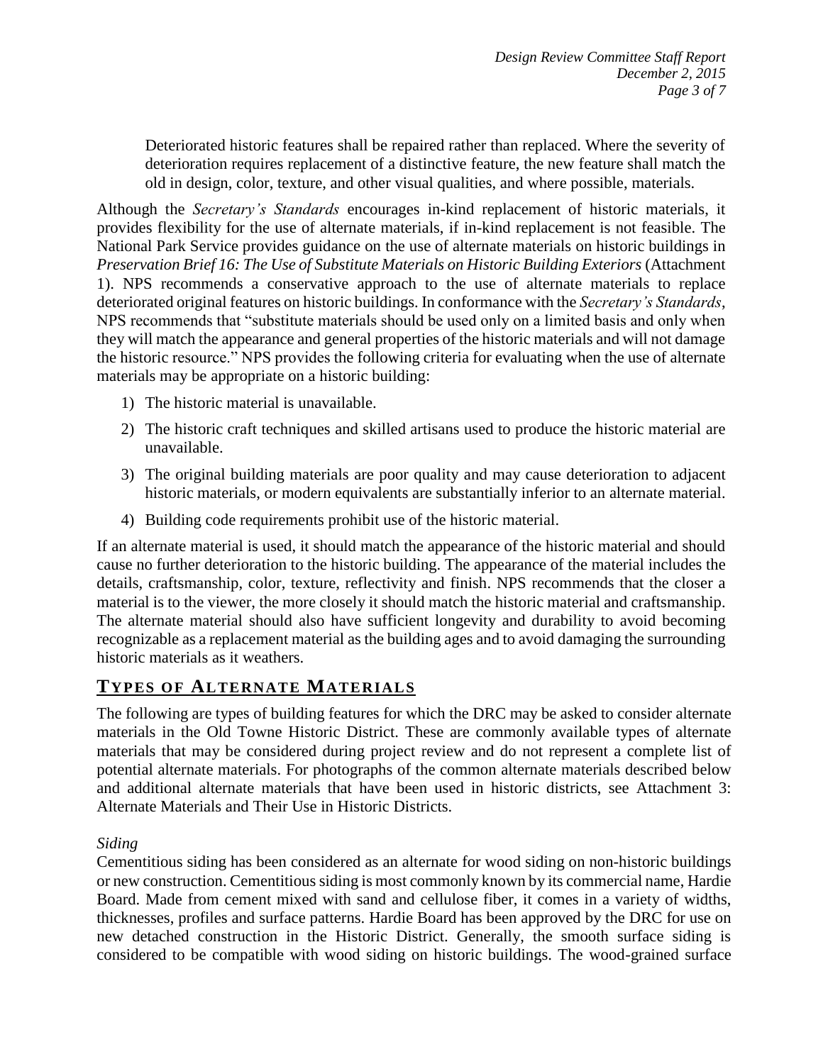> Deteriorated historic features shall be repaired rather than replaced. Where the severity of deterioration requires replacement of a distinctive feature, the new feature shall match the old in design, color, texture, and other visual qualities, and where possible, materials.

Although the *Secretary's Standards* encourages in-kind replacement of historic materials, it provides flexibility for the use of alternate materials, if in-kind replacement is not feasible. The National Park Service provides guidance on the use of alternate materials on historic buildings in *Preservation Brief 16: The Use of Substitute Materials on Historic Building Exteriors* (Attachment 1). NPS recommends a conservative approach to the use of alternate materials to replace deteriorated original features on historic buildings. In conformance with the *Secretary's Standards*, NPS recommends that "substitute materials should be used only on a limited basis and only when they will match the appearance and general properties of the historic materials and will not damage the historic resource." NPS provides the following criteria for evaluating when the use of alternate materials may be appropriate on a historic building:

1) The historic material is unavailable.
2) The historic craft techniques and skilled artisans used to produce the historic material are unavailable.
3) The original building materials are poor quality and may cause deterioration to adjacent historic materials, or modern equivalents are substantially inferior to an alternate material.
4) Building code requirements prohibit use of the historic material.

If an alternate material is used, it should match the appearance of the historic material and should cause no further deterioration to the historic building. The appearance of the material includes the details, craftsmanship, color, texture, reflectivity and finish. NPS recommends that the closer a material is to the viewer, the more closely it should match the historic material and craftsmanship. The alternate material should also have sufficient longevity and durability to avoid becoming recognizable as a replacement material as the building ages and to avoid damaging the surrounding historic materials as it weathers.

## TYPES OF ALTERNATE MATERIALS

The following are types of building features for which the DRC may be asked to consider alternate materials in the Old Towne Historic District. These are commonly available types of alternate materials that may be considered during project review and do not represent a complete list of potential alternate materials. For photographs of the common alternate materials described below and additional alternate materials that have been used in historic districts, see Attachment 3: Alternate Materials and Their Use in Historic Districts.

*Siding*

Cementitious siding has been considered as an alternate for wood siding on non-historic buildings or new construction. Cementitious siding is most commonly known by its commercial name, Hardie Board. Made from cement mixed with sand and cellulose fiber, it comes in a variety of widths, thicknesses, profiles and surface patterns. Hardie Board has been approved by the DRC for use on new detached construction in the Historic District. Generally, the smooth surface siding is considered to be compatible with wood siding on historic buildings. The wood-grained surface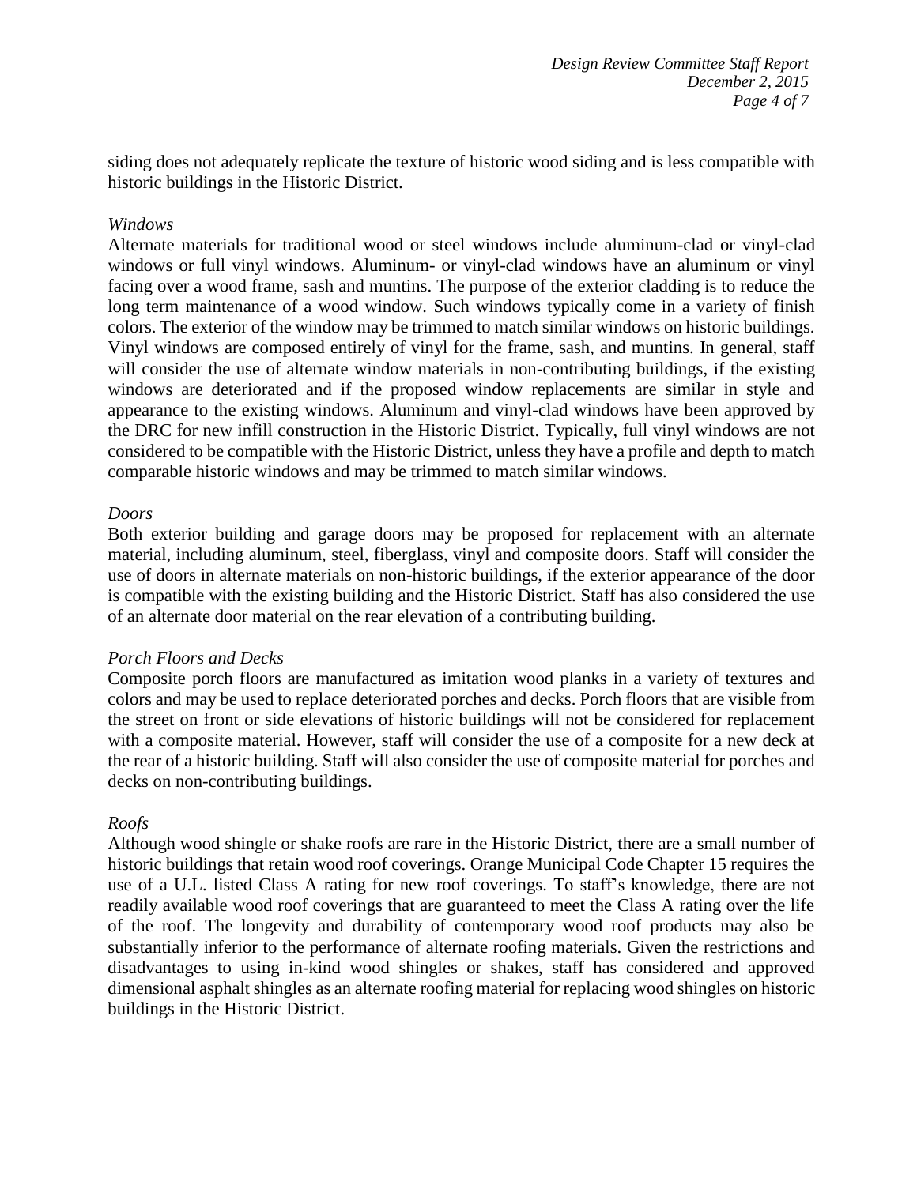siding does not adequately replicate the texture of historic wood siding and is less compatible with historic buildings in the Historic District.

*Windows*

Alternate materials for traditional wood or steel windows include aluminum-clad or vinyl-clad windows or full vinyl windows. Aluminum- or vinyl-clad windows have an aluminum or vinyl facing over a wood frame, sash and muntins. The purpose of the exterior cladding is to reduce the long term maintenance of a wood window. Such windows typically come in a variety of finish colors. The exterior of the window may be trimmed to match similar windows on historic buildings. Vinyl windows are composed entirely of vinyl for the frame, sash, and muntins. In general, staff will consider the use of alternate window materials in non-contributing buildings, if the existing windows are deteriorated and if the proposed window replacements are similar in style and appearance to the existing windows. Aluminum and vinyl-clad windows have been approved by the DRC for new infill construction in the Historic District. Typically, full vinyl windows are not considered to be compatible with the Historic District, unless they have a profile and depth to match comparable historic windows and may be trimmed to match similar windows.

*Doors*

Both exterior building and garage doors may be proposed for replacement with an alternate material, including aluminum, steel, fiberglass, vinyl and composite doors. Staff will consider the use of doors in alternate materials on non-historic buildings, if the exterior appearance of the door is compatible with the existing building and the Historic District. Staff has also considered the use of an alternate door material on the rear elevation of a contributing building.

*Porch Floors and Decks*

Composite porch floors are manufactured as imitation wood planks in a variety of textures and colors and may be used to replace deteriorated porches and decks. Porch floors that are visible from the street on front or side elevations of historic buildings will not be considered for replacement with a composite material. However, staff will consider the use of a composite for a new deck at the rear of a historic building. Staff will also consider the use of composite material for porches and decks on non-contributing buildings.

*Roofs*

Although wood shingle or shake roofs are rare in the Historic District, there are a small number of historic buildings that retain wood roof coverings. Orange Municipal Code Chapter 15 requires the use of a U.L. listed Class A rating for new roof coverings. To staff's knowledge, there are not readily available wood roof coverings that are guaranteed to meet the Class A rating over the life of the roof. The longevity and durability of contemporary wood roof products may also be substantially inferior to the performance of alternate roofing materials. Given the restrictions and disadvantages to using in-kind wood shingles or shakes, staff has considered and approved dimensional asphalt shingles as an alternate roofing material for replacing wood shingles on historic buildings in the Historic District.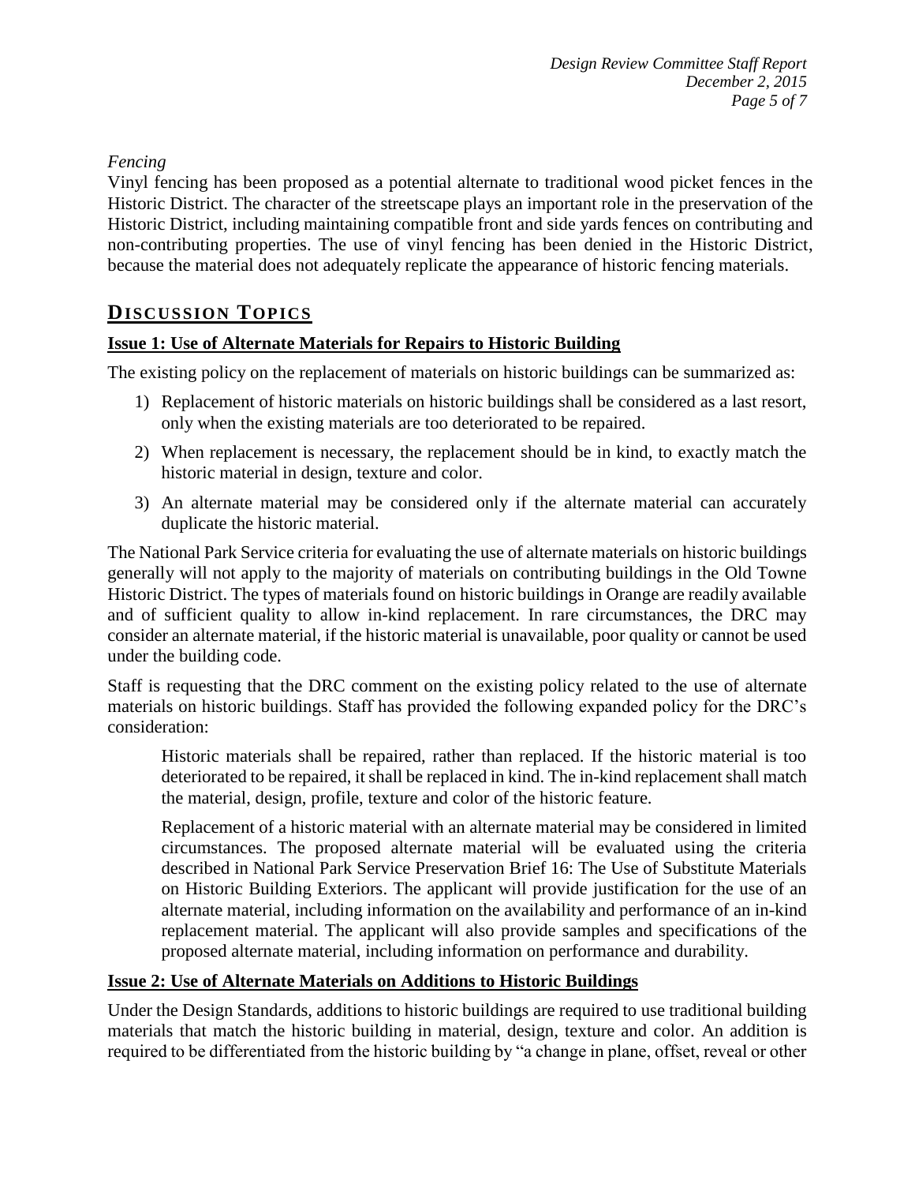*Fencing*

Vinyl fencing has been proposed as a potential alternate to traditional wood picket fences in the Historic District. The character of the streetscape plays an important role in the preservation of the Historic District, including maintaining compatible front and side yards fences on contributing and non-contributing properties. The use of vinyl fencing has been denied in the Historic District, because the material does not adequately replicate the appearance of historic fencing materials.

## DISCUSSION TOPICS

**Issue 1: Use of Alternate Materials for Repairs to Historic Building**

The existing policy on the replacement of materials on historic buildings can be summarized as:

1) Replacement of historic materials on historic buildings shall be considered as a last resort, only when the existing materials are too deteriorated to be repaired.
2) When replacement is necessary, the replacement should be in kind, to exactly match the historic material in design, texture and color.
3) An alternate material may be considered only if the alternate material can accurately duplicate the historic material.

The National Park Service criteria for evaluating the use of alternate materials on historic buildings generally will not apply to the majority of materials on contributing buildings in the Old Towne Historic District. The types of materials found on historic buildings in Orange are readily available and of sufficient quality to allow in-kind replacement. In rare circumstances, the DRC may consider an alternate material, if the historic material is unavailable, poor quality or cannot be used under the building code.

Staff is requesting that the DRC comment on the existing policy related to the use of alternate materials on historic buildings. Staff has provided the following expanded policy for the DRC's consideration:

> Historic materials shall be repaired, rather than replaced. If the historic material is too deteriorated to be repaired, it shall be replaced in kind. The in-kind replacement shall match the material, design, profile, texture and color of the historic feature.
>
> Replacement of a historic material with an alternate material may be considered in limited circumstances. The proposed alternate material will be evaluated using the criteria described in National Park Service Preservation Brief 16: The Use of Substitute Materials on Historic Building Exteriors. The applicant will provide justification for the use of an alternate material, including information on the availability and performance of an in-kind replacement material. The applicant will also provide samples and specifications of the proposed alternate material, including information on performance and durability.

**Issue 2: Use of Alternate Materials on Additions to Historic Buildings**

Under the Design Standards, additions to historic buildings are required to use traditional building materials that match the historic building in material, design, texture and color. An addition is required to be differentiated from the historic building by "a change in plane, offset, reveal or other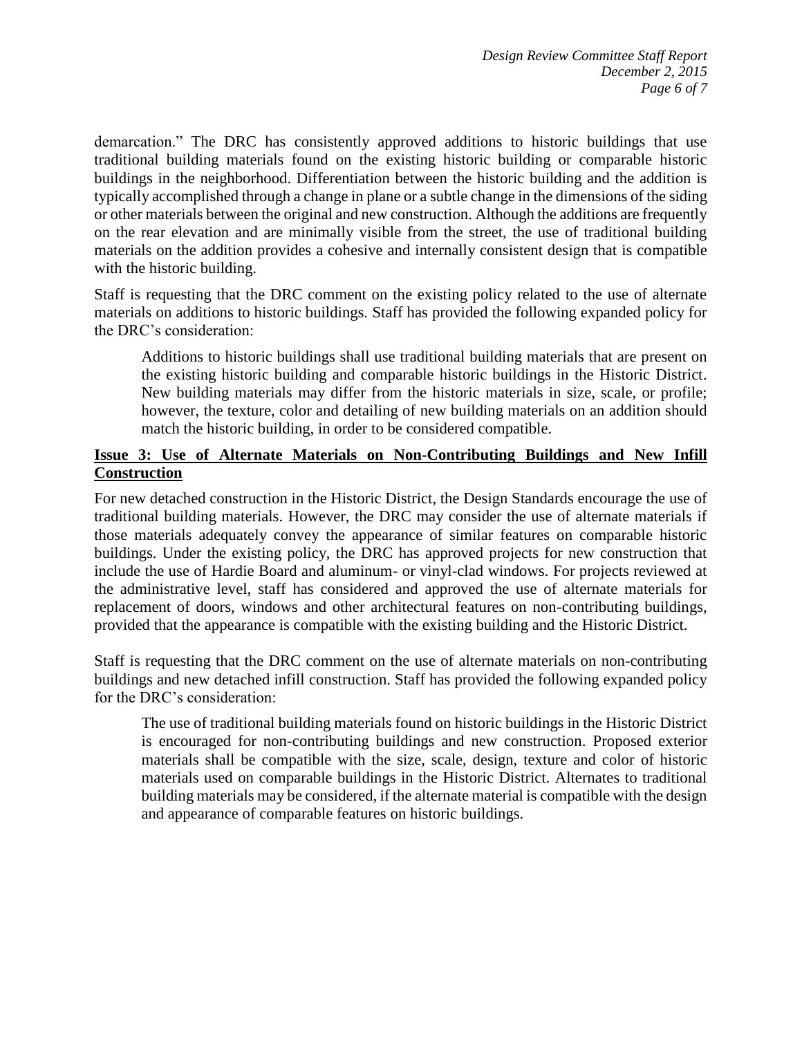demarcation." The DRC has consistently approved additions to historic buildings that use traditional building materials found on the existing historic building or comparable historic buildings in the neighborhood. Differentiation between the historic building and the addition is typically accomplished through a change in plane or a subtle change in the dimensions of the siding or other materials between the original and new construction. Although the additions are frequently on the rear elevation and are minimally visible from the street, the use of traditional building materials on the addition provides a cohesive and internally consistent design that is compatible with the historic building.

Staff is requesting that the DRC comment on the existing policy related to the use of alternate materials on additions to historic buildings. Staff has provided the following expanded policy for the DRC's consideration:

> Additions to historic buildings shall use traditional building materials that are present on the existing historic building and comparable historic buildings in the Historic District. New building materials may differ from the historic materials in size, scale, or profile; however, the texture, color and detailing of new building materials on an addition should match the historic building, in order to be considered compatible.

**Issue 3: Use of Alternate Materials on Non-Contributing Buildings and New Infill Construction**

For new detached construction in the Historic District, the Design Standards encourage the use of traditional building materials. However, the DRC may consider the use of alternate materials if those materials adequately convey the appearance of similar features on comparable historic buildings. Under the existing policy, the DRC has approved projects for new construction that include the use of Hardie Board and aluminum- or vinyl-clad windows. For projects reviewed at the administrative level, staff has considered and approved the use of alternate materials for replacement of doors, windows and other architectural features on non-contributing buildings, provided that the appearance is compatible with the existing building and the Historic District.

Staff is requesting that the DRC comment on the use of alternate materials on non-contributing buildings and new detached infill construction. Staff has provided the following expanded policy for the DRC's consideration:

> The use of traditional building materials found on historic buildings in the Historic District is encouraged for non-contributing buildings and new construction. Proposed exterior materials shall be compatible with the size, scale, design, texture and color of historic materials used on comparable buildings in the Historic District. Alternates to traditional building materials may be considered, if the alternate material is compatible with the design and appearance of comparable features on historic buildings.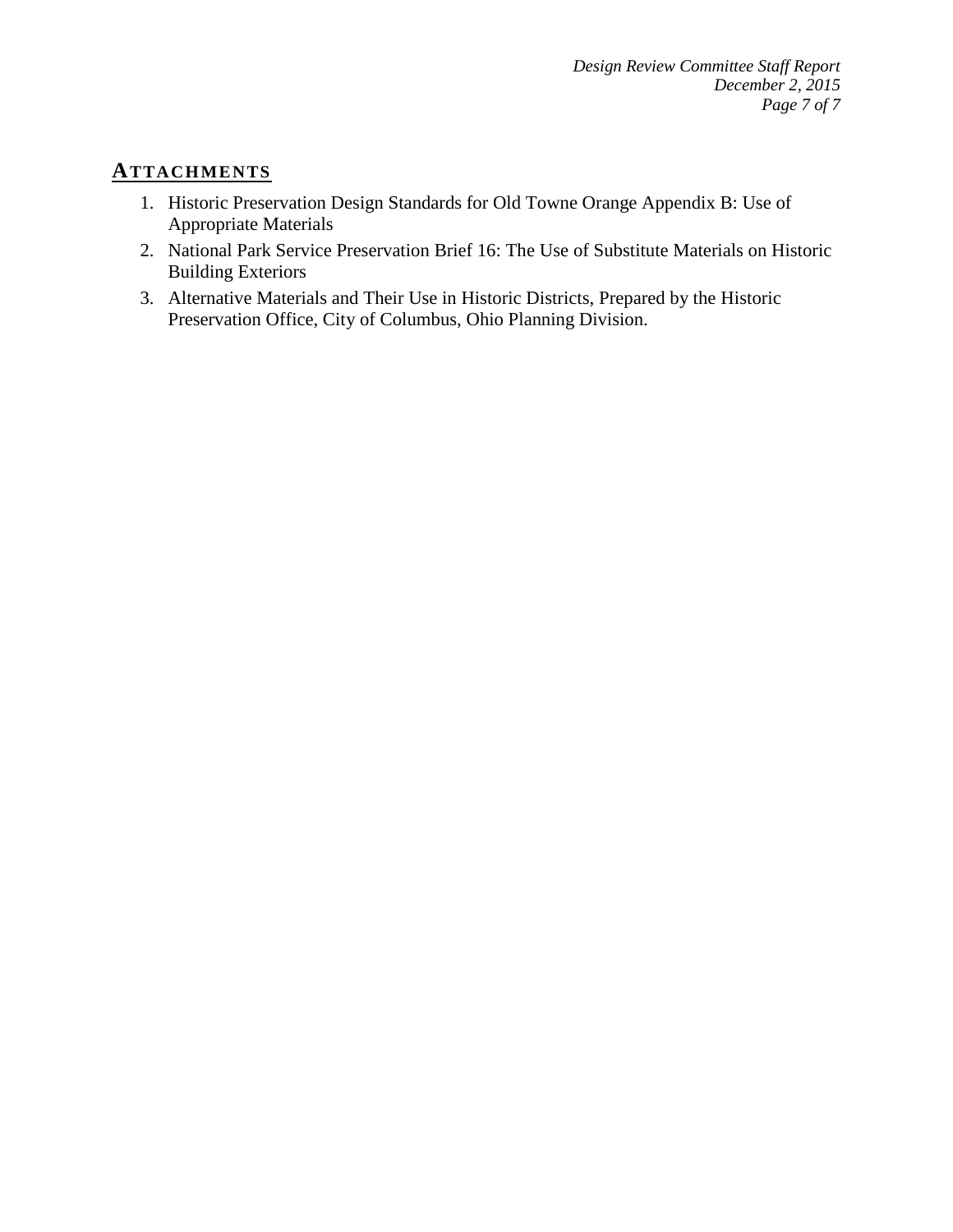## ATTACHMENTS

1. Historic Preservation Design Standards for Old Towne Orange Appendix B: Use of Appropriate Materials
2. National Park Service Preservation Brief 16: The Use of Substitute Materials on Historic Building Exteriors
3. Alternative Materials and Their Use in Historic Districts, Prepared by the Historic Preservation Office, City of Columbus, Ohio Planning Division.